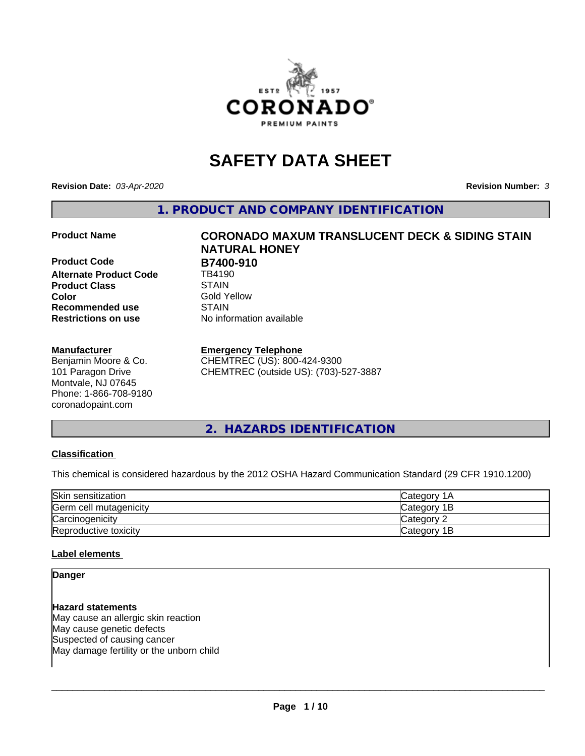# SAFETY DATA SHEET

**Revision Date:** *03-Apr-2020* **Revision Number:** *3*

## 1. PRODUCT AND COMPANY IDENTIFICATION

**Product Name** **CORONADO MAXUM TRANSLUCENT DECK & SIDING STAIN NATURAL HONEY**

**Product Code** **B7400-910**

**Alternate Product Code** TB4190

**Product Class** STAIN

**Color** Gold Yellow

**Recommended use** STAIN

**Restrictions on use** No information available

**Manufacturer**

Benjamin Moore & Co.
101 Paragon Drive
Montvale, NJ 07645
Phone: 1-866-708-9180
coronadopaint.com

**Emergency Telephone**

CHEMTREC (US): 800-424-9300
CHEMTREC (outside US): (703)-527-3887

## 2. HAZARDS IDENTIFICATION

**Classification**

This chemical is considered hazardous by the 2012 OSHA Hazard Communication Standard (29 CFR 1910.1200)

| | |
|---|---|
| Skin sensitization | Category 1A |
| Germ cell mutagenicity | Category 1B |
| Carcinogenicity | Category 2 |
| Reproductive toxicity | Category 1B |

**Label elements**

**Danger**

**Hazard statements**

May cause an allergic skin reaction
May cause genetic defects
Suspected of causing cancer
May damage fertility or the unborn child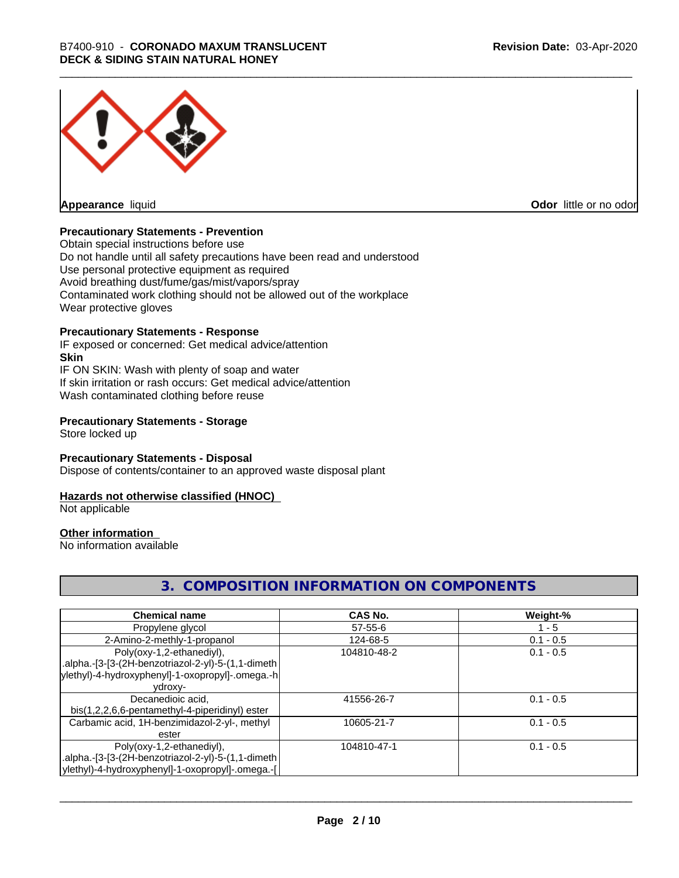**Appearance** liquid

**Odor** little or no odor

### Precautionary Statements - Prevention

Obtain special instructions before use
Do not handle until all safety precautions have been read and understood
Use personal protective equipment as required
Avoid breathing dust/fume/gas/mist/vapors/spray
Contaminated work clothing should not be allowed out of the workplace
Wear protective gloves

### Precautionary Statements - Response

IF exposed or concerned: Get medical advice/attention

**Skin**

IF ON SKIN: Wash with plenty of soap and water
If skin irritation or rash occurs: Get medical advice/attention
Wash contaminated clothing before reuse

### Precautionary Statements - Storage

Store locked up

### Precautionary Statements - Disposal

Dispose of contents/container to an approved waste disposal plant

### Hazards not otherwise classified (HNOC)

Not applicable

### Other information

No information available

## 3. COMPOSITION INFORMATION ON COMPONENTS

| Chemical name | CAS No. | Weight-% |
|---|---|---|
| Propylene glycol | 57-55-6 | 1 - 5 |
| 2-Amino-2-methly-1-propanol | 124-68-5 | 0.1 - 0.5 |
| Poly(oxy-1,2-ethanediyl), .alpha.-[3-[3-(2H-benzotriazol-2-yl)-5-(1,1-dimethylethyl)-4-hydroxyphenyl]-1-oxopropyl]-.omega.-hydroxy- | 104810-48-2 | 0.1 - 0.5 |
| Decanedioic acid, bis(1,2,2,6,6-pentamethyl-4-piperidinyl) ester | 41556-26-7 | 0.1 - 0.5 |
| Carbamic acid, 1H-benzimidazol-2-yl-, methyl ester | 10605-21-7 | 0.1 - 0.5 |
| Poly(oxy-1,2-ethanediyl), .alpha.-[3-[3-(2H-benzotriazol-2-yl)-5-(1,1-dimethylethyl)-4-hydroxyphenyl]-1-oxopropyl]-.omega.-[ | 104810-47-1 | 0.1 - 0.5 |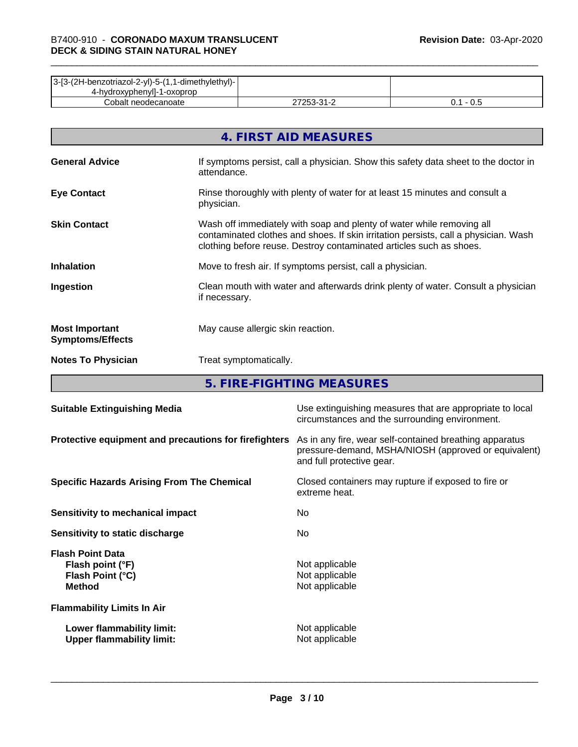| | | |
|---|---|---|
| 3-[3-(2H-benzotriazol-2-yl)-5-(1,1-dimethylethyl)-4-hydroxyphenyl]-1-oxoprop | | |
| Cobalt neodecanoate | 27253-31-2 | 0.1 - 0.5 |

## 4. FIRST AID MEASURES

**General Advice** If symptoms persist, call a physician. Show this safety data sheet to the doctor in attendance.

**Eye Contact** Rinse thoroughly with plenty of water for at least 15 minutes and consult a physician.

**Skin Contact** Wash off immediately with soap and plenty of water while removing all contaminated clothes and shoes. If skin irritation persists, call a physician. Wash clothing before reuse. Destroy contaminated articles such as shoes.

**Inhalation** Move to fresh air. If symptoms persist, call a physician.

**Ingestion** Clean mouth with water and afterwards drink plenty of water. Consult a physician if necessary.

**Most Important Symptoms/Effects** May cause allergic skin reaction.

**Notes To Physician** Treat symptomatically.

## 5. FIRE-FIGHTING MEASURES

**Suitable Extinguishing Media** Use extinguishing measures that are appropriate to local circumstances and the surrounding environment.

**Protective equipment and precautions for firefighters** As in any fire, wear self-contained breathing apparatus pressure-demand, MSHA/NIOSH (approved or equivalent) and full protective gear.

**Specific Hazards Arising From The Chemical** Closed containers may rupture if exposed to fire or extreme heat.

**Sensitivity to mechanical impact** No

**Sensitivity to static discharge** No

**Flash Point Data**
**Flash point (°F)** Not applicable
**Flash Point (°C)** Not applicable
**Method** Not applicable

**Flammability Limits In Air**

**Lower flammability limit:** Not applicable
**Upper flammability limit:** Not applicable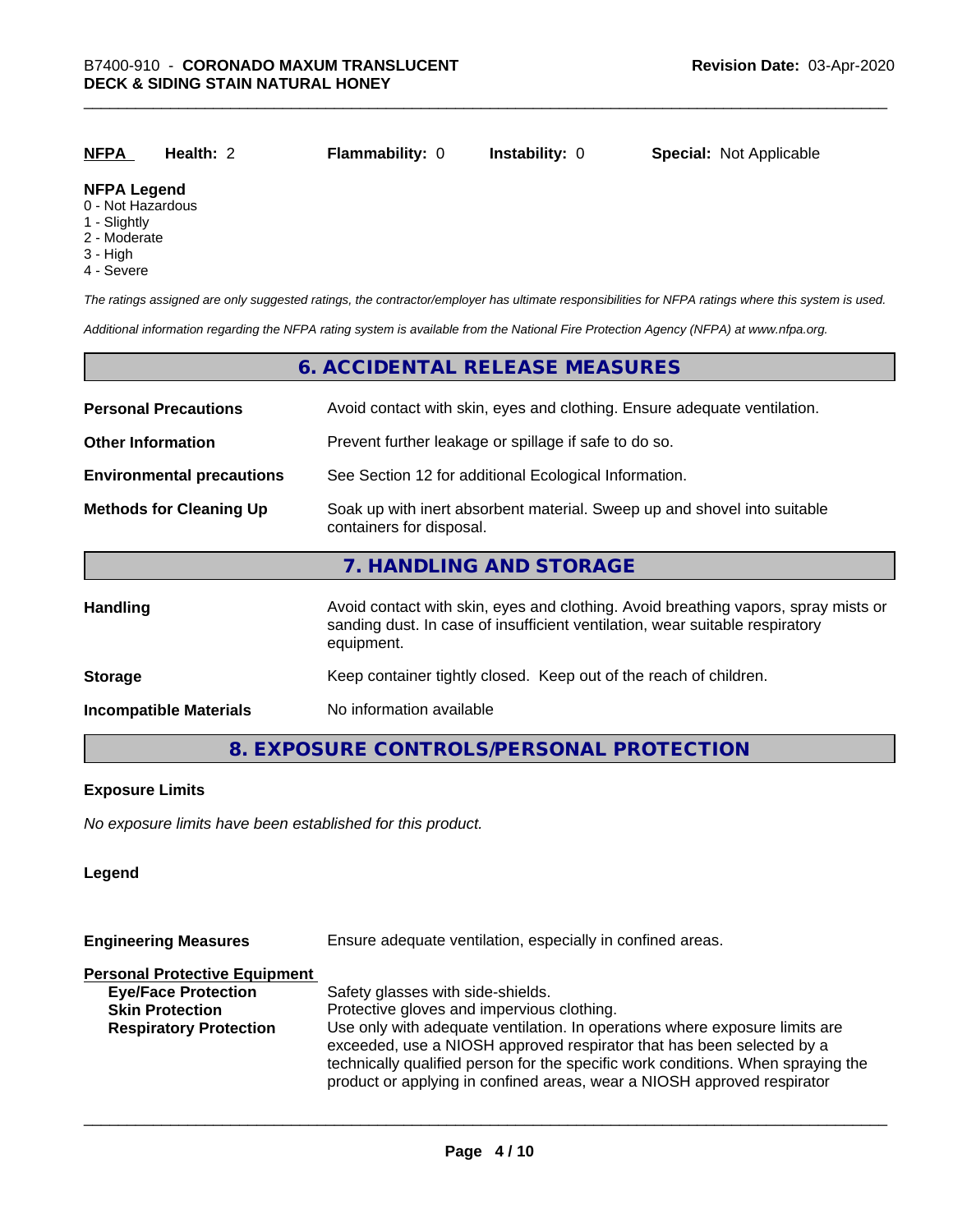| **NFPA** | **Health:** 2 | **Flammability:** 0 | **Instability:** 0 | **Special:** Not Applicable |
|---|---|---|---|---|

**NFPA Legend**
- 0 - Not Hazardous
- 1 - Slightly
- 2 - Moderate
- 3 - High
- 4 - Severe

*The ratings assigned are only suggested ratings, the contractor/employer has ultimate responsibilities for NFPA ratings where this system is used.*

*Additional information regarding the NFPA rating system is available from the National Fire Protection Agency (NFPA) at www.nfpa.org.*

## 6. ACCIDENTAL RELEASE MEASURES

| | |
|---|---|
| **Personal Precautions** | Avoid contact with skin, eyes and clothing. Ensure adequate ventilation. |
| **Other Information** | Prevent further leakage or spillage if safe to do so. |
| **Environmental precautions** | See Section 12 for additional Ecological Information. |
| **Methods for Cleaning Up** | Soak up with inert absorbent material. Sweep up and shovel into suitable containers for disposal. |

## 7. HANDLING AND STORAGE

| | |
|---|---|
| **Handling** | Avoid contact with skin, eyes and clothing. Avoid breathing vapors, spray mists or sanding dust. In case of insufficient ventilation, wear suitable respiratory equipment. |
| **Storage** | Keep container tightly closed. Keep out of the reach of children. |
| **Incompatible Materials** | No information available |

## 8. EXPOSURE CONTROLS/PERSONAL PROTECTION

**Exposure Limits**

*No exposure limits have been established for this product.*

**Legend**

| | |
|---|---|
| **Engineering Measures** | Ensure adequate ventilation, especially in confined areas. |

**Personal Protective Equipment**

| | |
|---|---|
| **Eye/Face Protection** | Safety glasses with side-shields. |
| **Skin Protection** | Protective gloves and impervious clothing. |
| **Respiratory Protection** | Use only with adequate ventilation. In operations where exposure limits are exceeded, use a NIOSH approved respirator that has been selected by a technically qualified person for the specific work conditions. When spraying the product or applying in confined areas, wear a NIOSH approved respirator |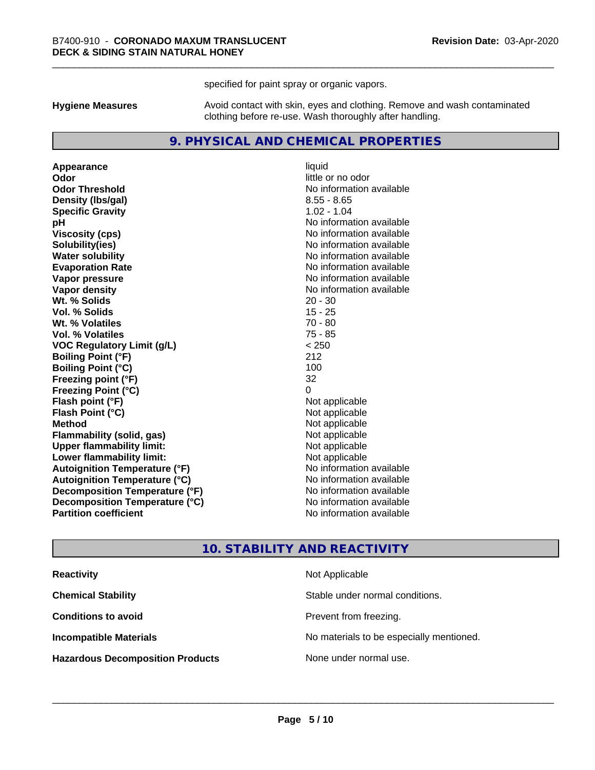specified for paint spray or organic vapors.

| | |
|---|---|
| **Hygiene Measures** | Avoid contact with skin, eyes and clothing. Remove and wash contaminated clothing before re-use. Wash thoroughly after handling. |

## 9. PHYSICAL AND CHEMICAL PROPERTIES

| | |
|---|---|
| **Appearance** | liquid |
| **Odor** | little or no odor |
| **Odor Threshold** | No information available |
| **Density (lbs/gal)** | 8.55 - 8.65 |
| **Specific Gravity** | 1.02 - 1.04 |
| **pH** | No information available |
| **Viscosity (cps)** | No information available |
| **Solubility(ies)** | No information available |
| **Water solubility** | No information available |
| **Evaporation Rate** | No information available |
| **Vapor pressure** | No information available |
| **Vapor density** | No information available |
| **Wt. % Solids** | 20 - 30 |
| **Vol. % Solids** | 15 - 25 |
| **Wt. % Volatiles** | 70 - 80 |
| **Vol. % Volatiles** | 75 - 85 |
| **VOC Regulatory Limit (g/L)** | < 250 |
| **Boiling Point (°F)** | 212 |
| **Boiling Point (°C)** | 100 |
| **Freezing point (°F)** | 32 |
| **Freezing Point (°C)** | 0 |
| **Flash point (°F)** | Not applicable |
| **Flash Point (°C)** | Not applicable |
| **Method** | Not applicable |
| **Flammability (solid, gas)** | Not applicable |
| **Upper flammability limit:** | Not applicable |
| **Lower flammability limit:** | Not applicable |
| **Autoignition Temperature (°F)** | No information available |
| **Autoignition Temperature (°C)** | No information available |
| **Decomposition Temperature (°F)** | No information available |
| **Decomposition Temperature (°C)** | No information available |
| **Partition coefficient** | No information available |

## 10. STABILITY AND REACTIVITY

| | |
|---|---|
| **Reactivity** | Not Applicable |
| **Chemical Stability** | Stable under normal conditions. |
| **Conditions to avoid** | Prevent from freezing. |
| **Incompatible Materials** | No materials to be especially mentioned. |
| **Hazardous Decomposition Products** | None under normal use. |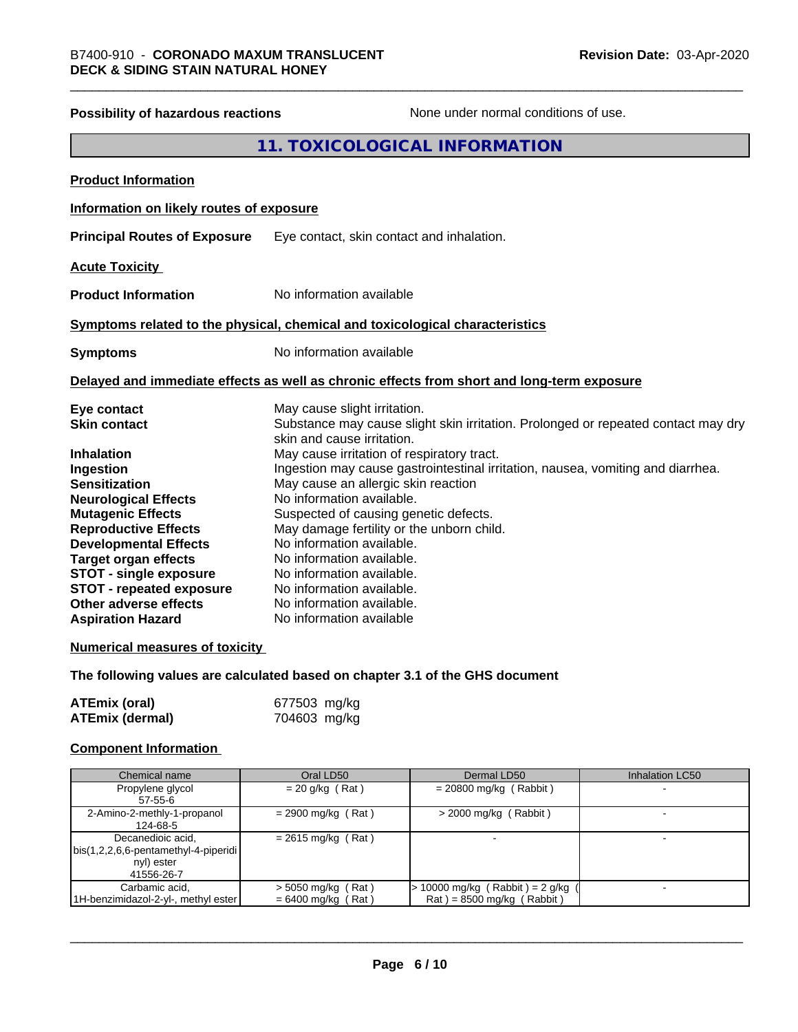**Possibility of hazardous reactions** None under normal conditions of use.

## 11. TOXICOLOGICAL INFORMATION

**Product Information**

**Information on likely routes of exposure**

**Principal Routes of Exposure** Eye contact, skin contact and inhalation.

**Acute Toxicity**

**Product Information** No information available

**Symptoms related to the physical, chemical and toxicological characteristics**

**Symptoms** No information available

**Delayed and immediate effects as well as chronic effects from short and long-term exposure**

| | |
|---|---|
| **Eye contact** | May cause slight irritation. |
| **Skin contact** | Substance may cause slight skin irritation. Prolonged or repeated contact may dry skin and cause irritation. |
| **Inhalation** | May cause irritation of respiratory tract. |
| **Ingestion** | Ingestion may cause gastrointestinal irritation, nausea, vomiting and diarrhea. |
| **Sensitization** | May cause an allergic skin reaction |
| **Neurological Effects** | No information available. |
| **Mutagenic Effects** | Suspected of causing genetic defects. |
| **Reproductive Effects** | May damage fertility or the unborn child. |
| **Developmental Effects** | No information available. |
| **Target organ effects** | No information available. |
| **STOT - single exposure** | No information available. |
| **STOT - repeated exposure** | No information available. |
| **Other adverse effects** | No information available. |
| **Aspiration Hazard** | No information available |

**Numerical measures of toxicity**

**The following values are calculated based on chapter 3.1 of the GHS document**

| | |
|---|---|
| **ATEmix (oral)** | 677503 mg/kg |
| **ATEmix (dermal)** | 704603 mg/kg |

**Component Information**

| Chemical name | Oral LD50 | Dermal LD50 | Inhalation LC50 |
|---|---|---|---|
| Propylene glycol 57-55-6 | = 20 g/kg ( Rat ) | = 20800 mg/kg ( Rabbit ) | - |
| 2-Amino-2-methly-1-propanol 124-68-5 | = 2900 mg/kg ( Rat ) | > 2000 mg/kg ( Rabbit ) | - |
| Decanedioic acid, bis(1,2,2,6,6-pentamethyl-4-piperidinyl) ester 41556-26-7 | = 2615 mg/kg ( Rat ) | - | - |
| Carbamic acid, 1H-benzimidazol-2-yl-, methyl ester | > 5050 mg/kg ( Rat ) = 6400 mg/kg ( Rat ) | > 10000 mg/kg ( Rabbit ) = 2 g/kg ( Rat ) = 8500 mg/kg ( Rabbit ) | - |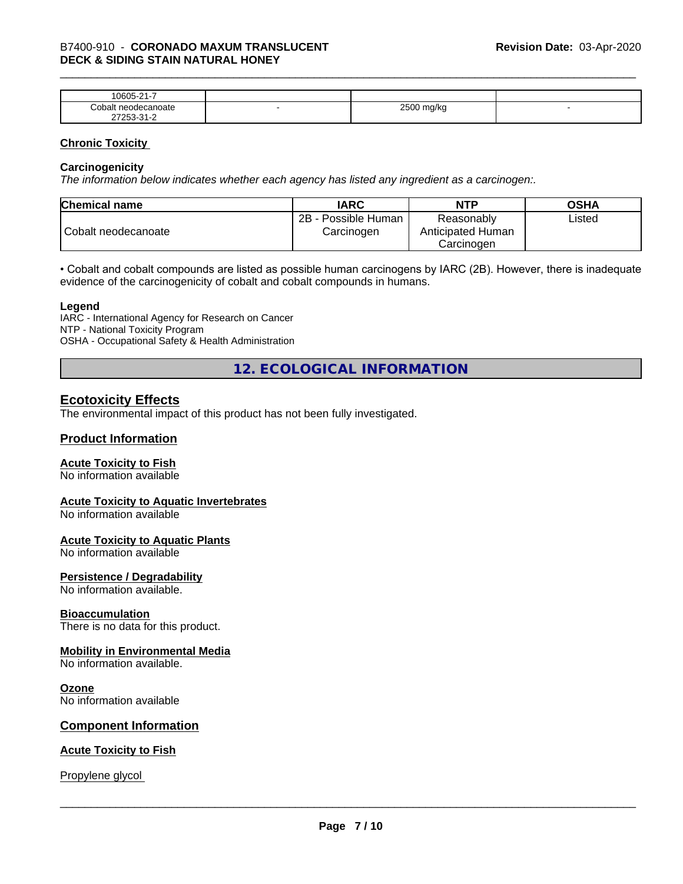| 10605-21-7 | | | |
|---|---|---|---|
| Cobalt neodecanoate 27253-31-2 | - | 2500 mg/kg | - |

## Chronic Toxicity

### Carcinogenicity

*The information below indicates whether each agency has listed any ingredient as a carcinogen:.*

| Chemical name | IARC | NTP | OSHA |
|---|---|---|---|
| Cobalt neodecanoate | 2B - Possible Human Carcinogen | Reasonably Anticipated Human Carcinogen | Listed |

• Cobalt and cobalt compounds are listed as possible human carcinogens by IARC (2B). However, there is inadequate evidence of the carcinogenicity of cobalt and cobalt compounds in humans.

**Legend**

IARC - International Agency for Research on Cancer
NTP - National Toxicity Program
OSHA - Occupational Safety & Health Administration

# 12. ECOLOGICAL INFORMATION

## Ecotoxicity Effects

The environmental impact of this product has not been fully investigated.

## Product Information

### Acute Toxicity to Fish

No information available

### Acute Toxicity to Aquatic Invertebrates

No information available

### Acute Toxicity to Aquatic Plants

No information available

### Persistence / Degradability

No information available.

### Bioaccumulation

There is no data for this product.

### Mobility in Environmental Media

No information available.

### Ozone

No information available

## Component Information

### Acute Toxicity to Fish

Propylene glycol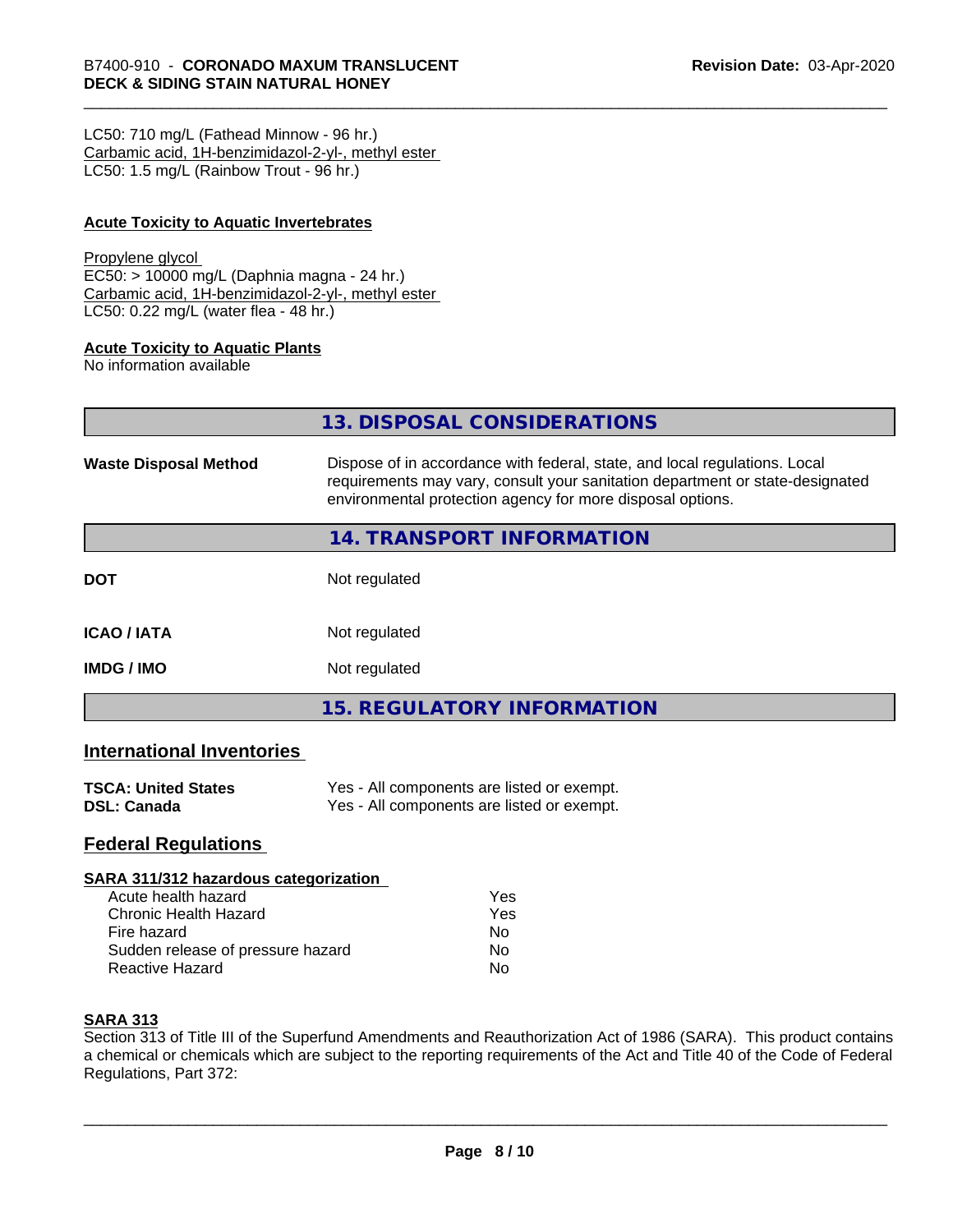LC50: 710 mg/L (Fathead Minnow - 96 hr.)
Carbamic acid, 1H-benzimidazol-2-yl-, methyl ester
LC50: 1.5 mg/L (Rainbow Trout - 96 hr.)

**Acute Toxicity to Aquatic Invertebrates**

Propylene glycol
EC50: > 10000 mg/L (Daphnia magna - 24 hr.)
Carbamic acid, 1H-benzimidazol-2-yl-, methyl ester
LC50: 0.22 mg/L (water flea - 48 hr.)

**Acute Toxicity to Aquatic Plants**
No information available

## 13. DISPOSAL CONSIDERATIONS

**Waste Disposal Method** Dispose of in accordance with federal, state, and local regulations. Local requirements may vary, consult your sanitation department or state-designated environmental protection agency for more disposal options.

## 14. TRANSPORT INFORMATION

| | |
|---|---|
| **DOT** | Not regulated |
| **ICAO / IATA** | Not regulated |
| **IMDG / IMO** | Not regulated |

## 15. REGULATORY INFORMATION

### International Inventories

| | |
|---|---|
| **TSCA: United States** | Yes - All components are listed or exempt. |
| **DSL: Canada** | Yes - All components are listed or exempt. |

### Federal Regulations

**SARA 311/312 hazardous categorization**

| | |
|---|---|
| Acute health hazard | Yes |
| Chronic Health Hazard | Yes |
| Fire hazard | No |
| Sudden release of pressure hazard | No |
| Reactive Hazard | No |

**SARA 313**
Section 313 of Title III of the Superfund Amendments and Reauthorization Act of 1986 (SARA). This product contains a chemical or chemicals which are subject to the reporting requirements of the Act and Title 40 of the Code of Federal Regulations, Part 372: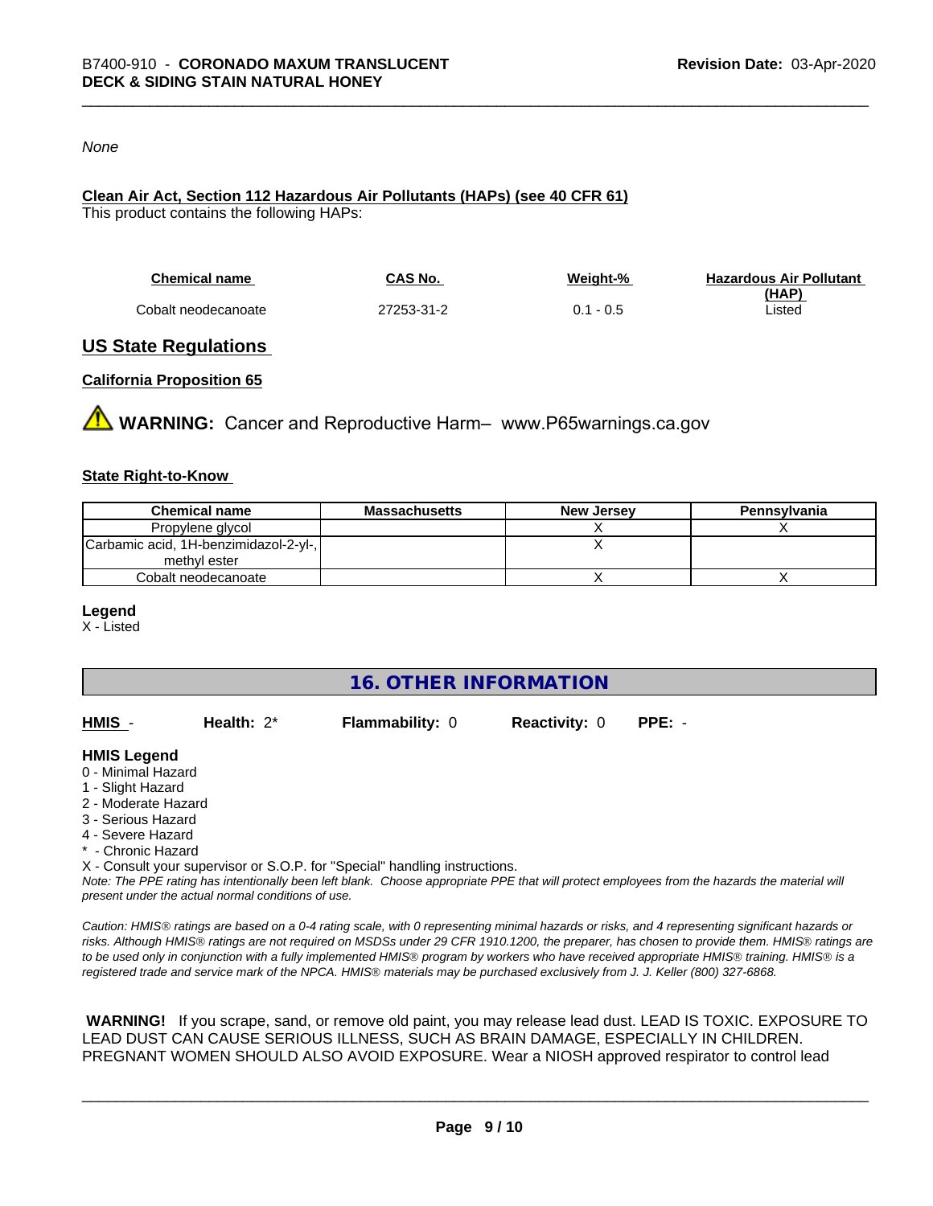*None*

**Clean Air Act, Section 112 Hazardous Air Pollutants (HAPs) (see 40 CFR 61)**

This product contains the following HAPs:

| Chemical name | CAS No. | Weight-% | Hazardous Air Pollutant (HAP) |
|---|---|---|---|
| Cobalt neodecanoate | 27253-31-2 | 0.1 - 0.5 | Listed |

## US State Regulations

**California Proposition 65**

**WARNING:** Cancer and Reproductive Harm– www.P65warnings.ca.gov

**State Right-to-Know**

| Chemical name | Massachusetts | New Jersey | Pennsylvania |
|---|---|---|---|
| Propylene glycol | | X | X |
| Carbamic acid, 1H-benzimidazol-2-yl-, methyl ester | | X | |
| Cobalt neodecanoate | | X | X |

**Legend**

X - Listed

## 16. OTHER INFORMATION

**HMIS** - **Health:** 2* **Flammability:** 0 **Reactivity:** 0 **PPE:** -

**HMIS Legend**

0 - Minimal Hazard
1 - Slight Hazard
2 - Moderate Hazard
3 - Serious Hazard
4 - Severe Hazard
* - Chronic Hazard
X - Consult your supervisor or S.O.P. for "Special" handling instructions.

*Note: The PPE rating has intentionally been left blank. Choose appropriate PPE that will protect employees from the hazards the material will present under the actual normal conditions of use.*

*Caution: HMIS® ratings are based on a 0-4 rating scale, with 0 representing minimal hazards or risks, and 4 representing significant hazards or risks. Although HMIS® ratings are not required on MSDSs under 29 CFR 1910.1200, the preparer, has chosen to provide them. HMIS® ratings are to be used only in conjunction with a fully implemented HMIS® program by workers who have received appropriate HMIS® training. HMIS® is a registered trade and service mark of the NPCA. HMIS® materials may be purchased exclusively from J. J. Keller (800) 327-6868.*

**WARNING!** If you scrape, sand, or remove old paint, you may release lead dust. LEAD IS TOXIC. EXPOSURE TO LEAD DUST CAN CAUSE SERIOUS ILLNESS, SUCH AS BRAIN DAMAGE, ESPECIALLY IN CHILDREN. PREGNANT WOMEN SHOULD ALSO AVOID EXPOSURE. Wear a NIOSH approved respirator to control lead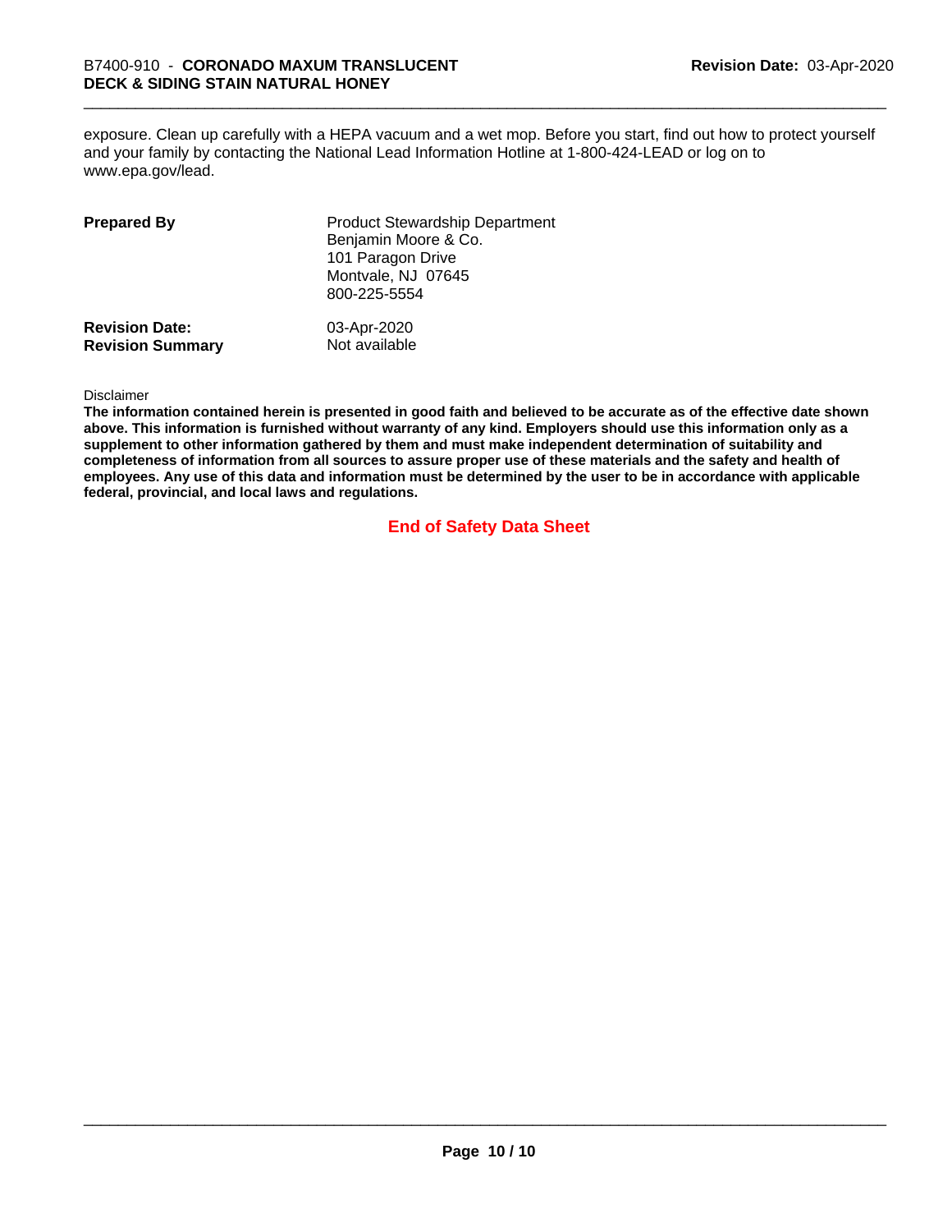exposure. Clean up carefully with a HEPA vacuum and a wet mop. Before you start, find out how to protect yourself and your family by contacting the National Lead Information Hotline at 1-800-424-LEAD or log on to www.epa.gov/lead.

| | |
|---|---|
| **Prepared By** | Product Stewardship Department<br>Benjamin Moore & Co.<br>101 Paragon Drive<br>Montvale, NJ 07645<br>800-225-5554 |
| **Revision Date:** | 03-Apr-2020 |
| **Revision Summary** | Not available |

Disclaimer

**The information contained herein is presented in good faith and believed to be accurate as of the effective date shown above. This information is furnished without warranty of any kind. Employers should use this information only as a supplement to other information gathered by them and must make independent determination of suitability and completeness of information from all sources to assure proper use of these materials and the safety and health of employees. Any use of this data and information must be determined by the user to be in accordance with applicable federal, provincial, and local laws and regulations.**

**End of Safety Data Sheet**